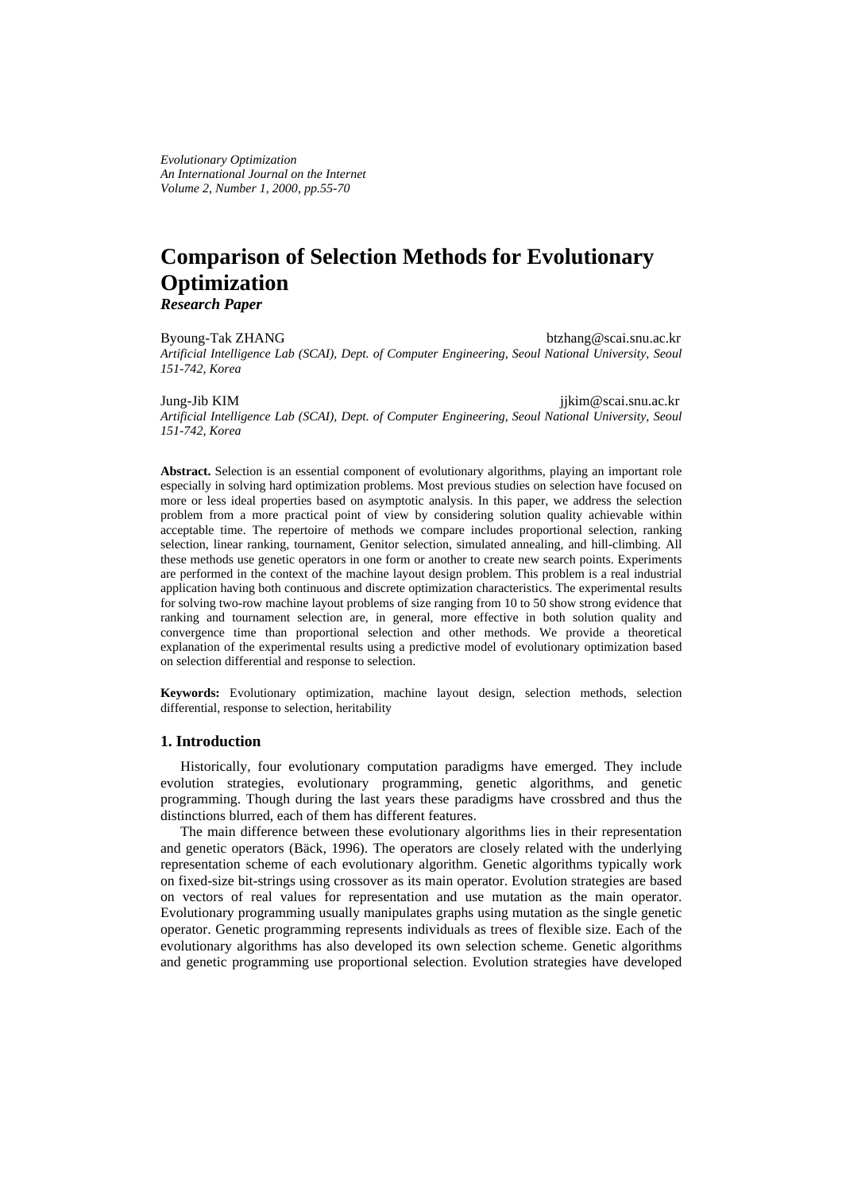*Evolutionary Optimization*
*An International Journal on the Internet*
*Volume 2, Number 1, 2000, pp.55-70*

# Comparison of Selection Methods for Evolutionary Optimization

***Research Paper***

Byoung-Tak ZHANG btzhang@scai.snu.ac.kr
*Artificial Intelligence Lab (SCAI), Dept. of Computer Engineering, Seoul National University, Seoul 151-742, Korea*

Jung-Jib KIM jjkim@scai.snu.ac.kr
*Artificial Intelligence Lab (SCAI), Dept. of Computer Engineering, Seoul National University, Seoul 151-742, Korea*

**Abstract.** Selection is an essential component of evolutionary algorithms, playing an important role especially in solving hard optimization problems. Most previous studies on selection have focused on more or less ideal properties based on asymptotic analysis. In this paper, we address the selection problem from a more practical point of view by considering solution quality achievable within acceptable time. The repertoire of methods we compare includes proportional selection, ranking selection, linear ranking, tournament, Genitor selection, simulated annealing, and hill-climbing. All these methods use genetic operators in one form or another to create new search points. Experiments are performed in the context of the machine layout design problem. This problem is a real industrial application having both continuous and discrete optimization characteristics. The experimental results for solving two-row machine layout problems of size ranging from 10 to 50 show strong evidence that ranking and tournament selection are, in general, more effective in both solution quality and convergence time than proportional selection and other methods. We provide a theoretical explanation of the experimental results using a predictive model of evolutionary optimization based on selection differential and response to selection.

**Keywords:** Evolutionary optimization, machine layout design, selection methods, selection differential, response to selection, heritability

## 1. Introduction

Historically, four evolutionary computation paradigms have emerged. They include evolution strategies, evolutionary programming, genetic algorithms, and genetic programming. Though during the last years these paradigms have crossbred and thus the distinctions blurred, each of them has different features.

The main difference between these evolutionary algorithms lies in their representation and genetic operators (Bäck, 1996). The operators are closely related with the underlying representation scheme of each evolutionary algorithm. Genetic algorithms typically work on fixed-size bit-strings using crossover as its main operator. Evolution strategies are based on vectors of real values for representation and use mutation as the main operator. Evolutionary programming usually manipulates graphs using mutation as the single genetic operator. Genetic programming represents individuals as trees of flexible size. Each of the evolutionary algorithms has also developed its own selection scheme. Genetic algorithms and genetic programming use proportional selection. Evolution strategies have developed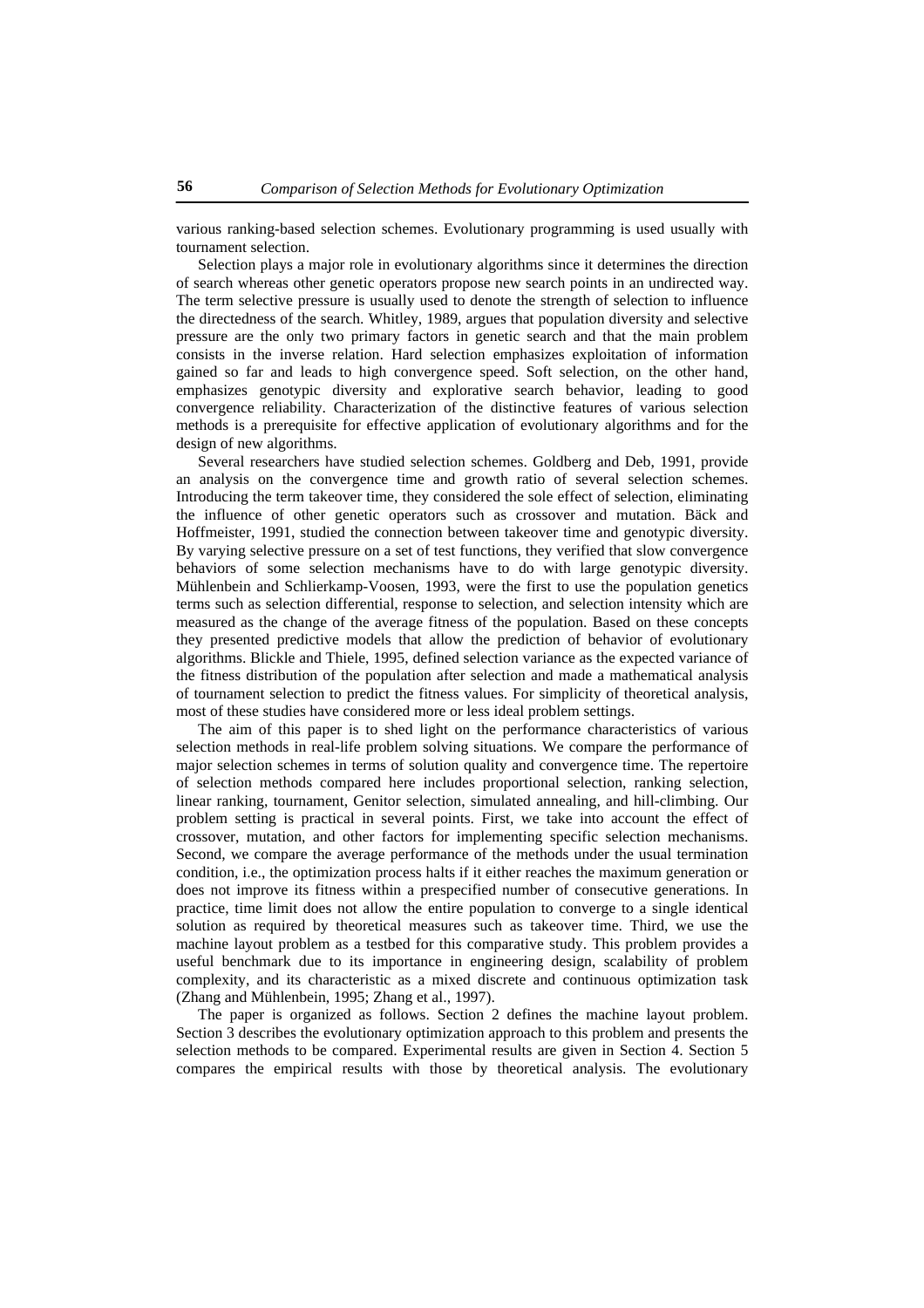various ranking-based selection schemes. Evolutionary programming is used usually with tournament selection.

Selection plays a major role in evolutionary algorithms since it determines the direction of search whereas other genetic operators propose new search points in an undirected way. The term selective pressure is usually used to denote the strength of selection to influence the directedness of the search. Whitley, 1989, argues that population diversity and selective pressure are the only two primary factors in genetic search and that the main problem consists in the inverse relation. Hard selection emphasizes exploitation of information gained so far and leads to high convergence speed. Soft selection, on the other hand, emphasizes genotypic diversity and explorative search behavior, leading to good convergence reliability. Characterization of the distinctive features of various selection methods is a prerequisite for effective application of evolutionary algorithms and for the design of new algorithms.

Several researchers have studied selection schemes. Goldberg and Deb, 1991, provide an analysis on the convergence time and growth ratio of several selection schemes. Introducing the term takeover time, they considered the sole effect of selection, eliminating the influence of other genetic operators such as crossover and mutation. Bäck and Hoffmeister, 1991, studied the connection between takeover time and genotypic diversity. By varying selective pressure on a set of test functions, they verified that slow convergence behaviors of some selection mechanisms have to do with large genotypic diversity. Mühlenbein and Schlierkamp-Voosen, 1993, were the first to use the population genetics terms such as selection differential, response to selection, and selection intensity which are measured as the change of the average fitness of the population. Based on these concepts they presented predictive models that allow the prediction of behavior of evolutionary algorithms. Blickle and Thiele, 1995, defined selection variance as the expected variance of the fitness distribution of the population after selection and made a mathematical analysis of tournament selection to predict the fitness values. For simplicity of theoretical analysis, most of these studies have considered more or less ideal problem settings.

The aim of this paper is to shed light on the performance characteristics of various selection methods in real-life problem solving situations. We compare the performance of major selection schemes in terms of solution quality and convergence time. The repertoire of selection methods compared here includes proportional selection, ranking selection, linear ranking, tournament, Genitor selection, simulated annealing, and hill-climbing. Our problem setting is practical in several points. First, we take into account the effect of crossover, mutation, and other factors for implementing specific selection mechanisms. Second, we compare the average performance of the methods under the usual termination condition, i.e., the optimization process halts if it either reaches the maximum generation or does not improve its fitness within a prespecified number of consecutive generations. In practice, time limit does not allow the entire population to converge to a single identical solution as required by theoretical measures such as takeover time. Third, we use the machine layout problem as a testbed for this comparative study. This problem provides a useful benchmark due to its importance in engineering design, scalability of problem complexity, and its characteristic as a mixed discrete and continuous optimization task (Zhang and Mühlenbein, 1995; Zhang et al., 1997).

The paper is organized as follows. Section 2 defines the machine layout problem. Section 3 describes the evolutionary optimization approach to this problem and presents the selection methods to be compared. Experimental results are given in Section 4. Section 5 compares the empirical results with those by theoretical analysis. The evolutionary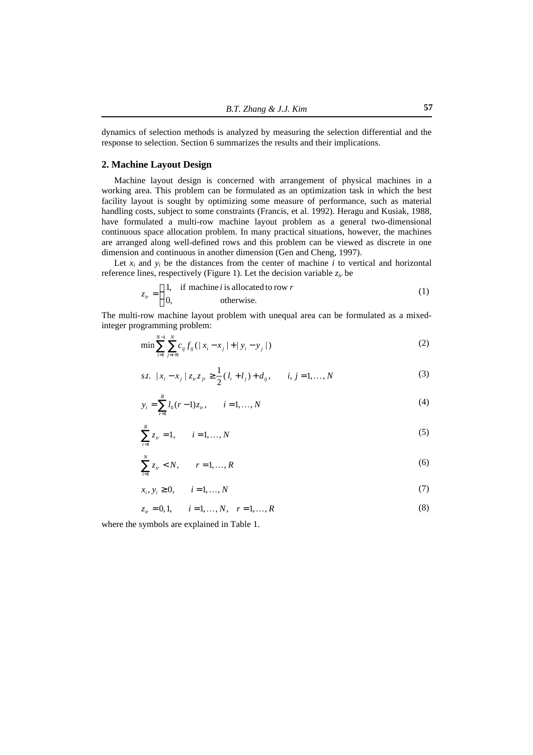dynamics of selection methods is analyzed by measuring the selection differential and the response to selection. Section 6 summarizes the results and their implications.

## 2. Machine Layout Design

Machine layout design is concerned with arrangement of physical machines in a working area. This problem can be formulated as an optimization task in which the best facility layout is sought by optimizing some measure of performance, such as material handling costs, subject to some constraints (Francis, et al. 1992). Heragu and Kusiak, 1988, have formulated a multi-row machine layout problem as a general two-dimensional continuous space allocation problem. In many practical situations, however, the machines are arranged along well-defined rows and this problem can be viewed as discrete in one dimension and continuous in another dimension (Gen and Cheng, 1997).

Let $x_i$ and $y_i$ be the distances from the center of machine $i$ to vertical and horizontal reference lines, respectively (Figure 1). Let the decision variable $z_{ir}$ be

$$z_{ir} = \begin{cases} 1, & \text{if machine } i \text{ is allocated to row } r \\ 0, & \text{otherwise.} \end{cases} \tag{1}$$

The multi-row machine layout problem with unequal area can be formulated as a mixed-integer programming problem:

$$\min \sum_{i=1}^{N-1} \sum_{j=i+1}^{N} c_{ij} f_{ij} (|x_i - x_j| + |y_i - y_j|) \tag{2}$$

$$s.t. \;\; |x_i - x_j| \, z_{ir} z_{jr} \geq \frac{1}{2}(l_i + l_j) + d_{ij}, \qquad i, j = 1, \ldots, N \tag{3}$$

$$y_i = \sum_{r=1}^{R} l_0 (r-1) z_{ir}, \qquad i = 1, \ldots, N \tag{4}$$

$$\sum_{r=1}^{R} z_{ir} = 1, \qquad i = 1, \ldots, N \tag{5}$$

$$\sum_{i=1}^{N} z_{ir} < N, \qquad r = 1, \ldots, R \tag{6}$$

$$x_i, y_i \geq 0, \qquad i = 1, \ldots, N \tag{7}$$

$$z_{ir} = 0, 1, \qquad i = 1, \ldots, N, \quad r = 1, \ldots, R \tag{8}$$

where the symbols are explained in Table 1.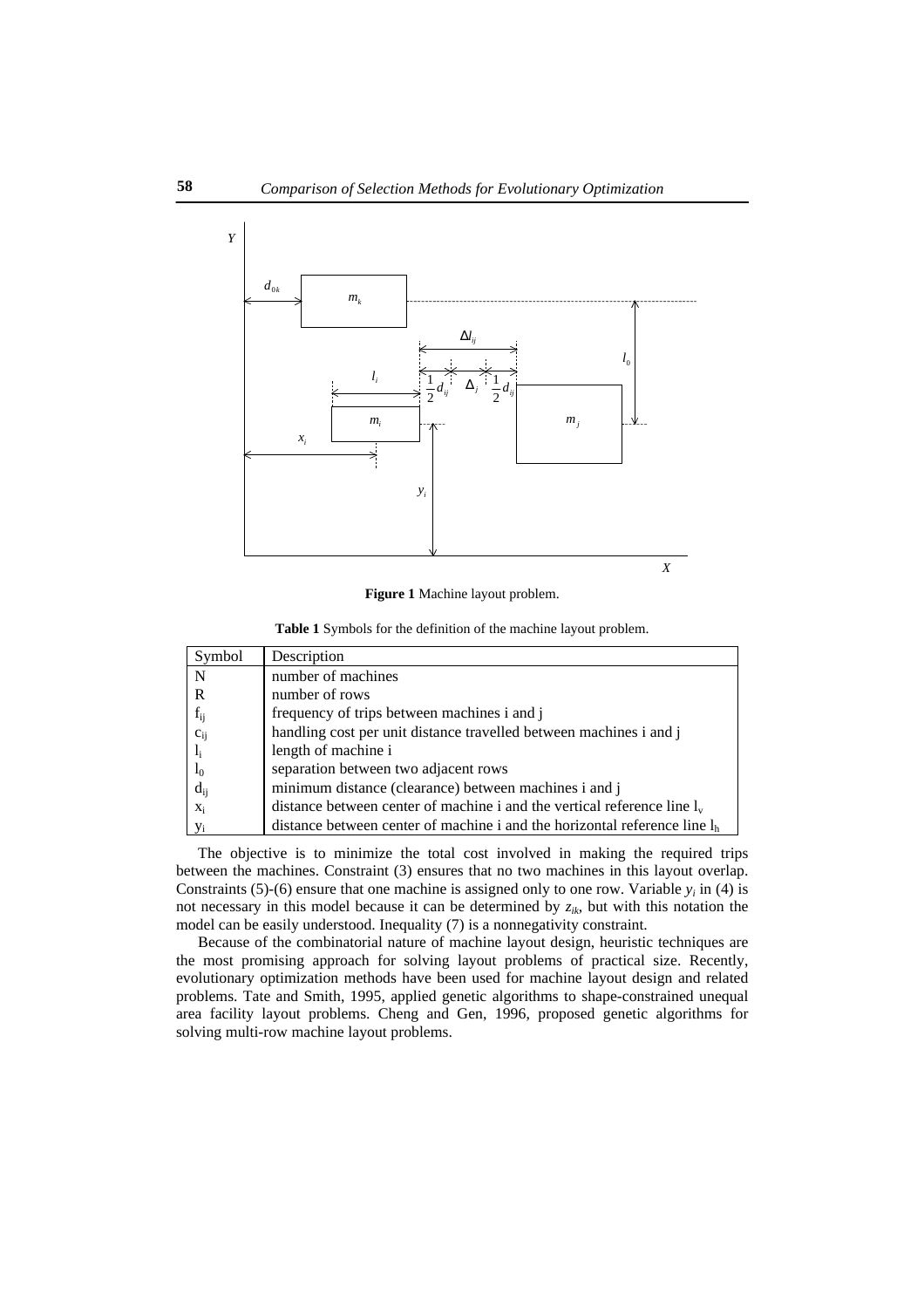**Figure 1** Machine layout problem.

**Table 1** Symbols for the definition of the machine layout problem.

| Symbol | Description |
|---|---|
| N | number of machines |
| R | number of rows |
| $f_{ij}$ | frequency of trips between machines i and j |
| $c_{ij}$ | handling cost per unit distance travelled between machines i and j |
| $l_i$ | length of machine i |
| $l_0$ | separation between two adjacent rows |
| $d_{ij}$ | minimum distance (clearance) between machines i and j |
| $x_i$ | distance between center of machine i and the vertical reference line $l_v$ |
| $y_i$ | distance between center of machine i and the horizontal reference line $l_h$ |

The objective is to minimize the total cost involved in making the required trips between the machines. Constraint (3) ensures that no two machines in this layout overlap. Constraints (5)-(6) ensure that one machine is assigned only to one row. Variable $y_i$ in (4) is not necessary in this model because it can be determined by $z_{ik}$, but with this notation the model can be easily understood. Inequality (7) is a nonnegativity constraint.

Because of the combinatorial nature of machine layout design, heuristic techniques are the most promising approach for solving layout problems of practical size. Recently, evolutionary optimization methods have been used for machine layout design and related problems. Tate and Smith, 1995, applied genetic algorithms to shape-constrained unequal area facility layout problems. Cheng and Gen, 1996, proposed genetic algorithms for solving multi-row machine layout problems.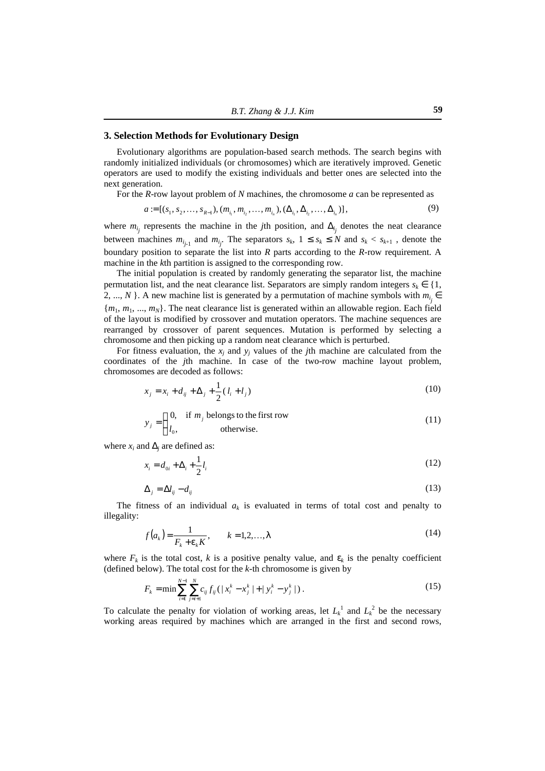## 3. Selection Methods for Evolutionary Design

Evolutionary algorithms are population-based search methods. The search begins with randomly initialized individuals (or chromosomes) which are iteratively improved. Genetic operators are used to modify the existing individuals and better ones are selected into the next generation.

For the *R*-row layout problem of *N* machines, the chromosome *a* can be represented as

$$a := [(s_1, s_2, \ldots, s_{R-1}), (m_{i_1}, m_{i_2}, \ldots, m_{i_N}), (\Delta_{i_1}, \Delta_{i_2}, \ldots, \Delta_{i_N})], \tag{9}$$

where $m_{i_j}$ represents the machine in the *j*th position, and $\Delta_{i_j}$ denotes the neat clearance between machines $m_{i_{j-1}}$ and $m_{i_j}$. The separators $s_k$, $1 \leq s_k \leq N$ and $s_k < s_{k+1}$ , denote the boundary position to separate the list into *R* parts according to the *R*-row requirement. A machine in the *k*th partition is assigned to the corresponding row.

The initial population is created by randomly generating the separator list, the machine permutation list, and the neat clearance list. Separators are simply random integers $s_k \in \{1, 2, ..., N\}$. A new machine list is generated by a permutation of machine symbols with $m_{i_j} \in \{m_1, m_1, ..., m_N\}$. The neat clearance list is generated within an allowable region. Each field of the layout is modified by crossover and mutation operators. The machine sequences are rearranged by crossover of parent sequences. Mutation is performed by selecting a chromosome and then picking up a random neat clearance which is perturbed.

For fitness evaluation, the $x_j$ and $y_j$ values of the *j*th machine are calculated from the coordinates of the *j*th machine. In case of the two-row machine layout problem, chromosomes are decoded as follows:

$$x_j = x_i + d_{ij} + \Delta_j + \frac{1}{2}(l_i + l_j) \tag{10}$$

$$y_j = \begin{cases} 0, & \text{if } m_j \text{ belongs to the first row} \\ l_0, & \text{otherwise.} \end{cases} \tag{11}$$

where $x_i$ and $\Delta_j$ are defined as:

$$x_i = d_{0i} + \Delta_i + \frac{1}{2} l_i \tag{12}$$

$$\Delta_j = \Delta l_{ij} - d_{ij} \tag{13}$$

The fitness of an individual $a_k$ is evaluated in terms of total cost and penalty to illegality:

$$f(a_k) = \frac{1}{F_k + \varepsilon_k K}, \qquad k = 1, 2, \ldots, \lambda \tag{14}$$

where $F_k$ is the total cost, *k* is a positive penalty value, and $\varepsilon_k$ is the penalty coefficient (defined below). The total cost for the *k*-th chromosome is given by

$$F_k = \min \sum_{i=1}^{N-1} \sum_{j=i+1}^{N} c_{ij} f_{ij} (|x_i^k - x_j^k| + |y_i^k - y_j^k|) . \tag{15}$$

To calculate the penalty for violation of working areas, let $L_k^1$ and $L_k^2$ be the necessary working areas required by machines which are arranged in the first and second rows,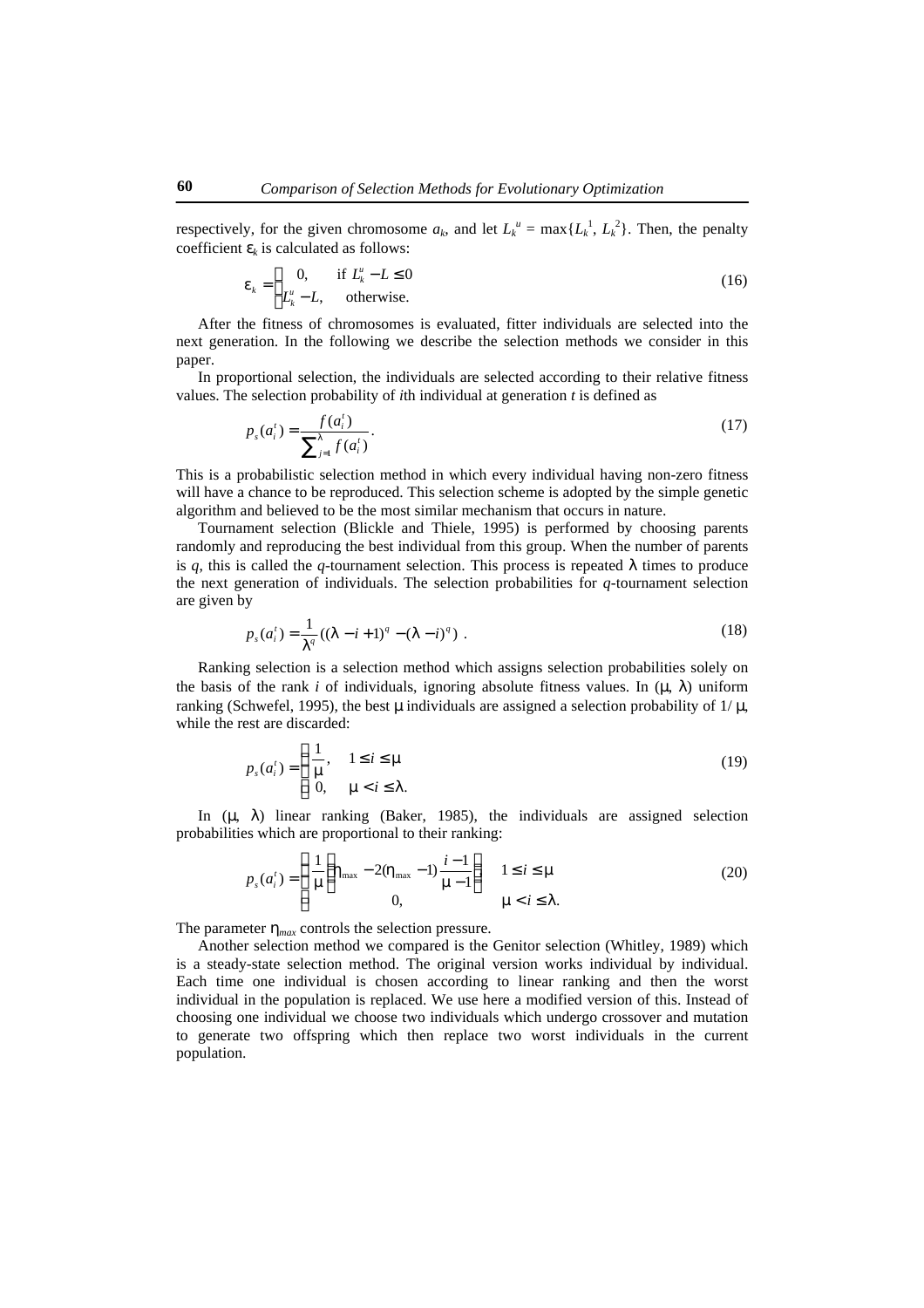respectively, for the given chromosome $a_k$, and let $L_k^u = \max\{L_k^1, L_k^2\}$. Then, the penalty coefficient $\varepsilon_k$ is calculated as follows:

$$\varepsilon_k = \begin{cases} 0, & \text{if } L_k^u - L \le 0 \\ L_k^u - L, & \text{otherwise.} \end{cases} \tag{16}$$

After the fitness of chromosomes is evaluated, fitter individuals are selected into the next generation. In the following we describe the selection methods we consider in this paper.

In proportional selection, the individuals are selected according to their relative fitness values. The selection probability of $i$th individual at generation $t$ is defined as

$$p_s(a_i^t) = \frac{f(a_i^t)}{\sum_{j=1}^{\lambda} f(a_i^t)}. \tag{17}$$

This is a probabilistic selection method in which every individual having non-zero fitness will have a chance to be reproduced. This selection scheme is adopted by the simple genetic algorithm and believed to be the most similar mechanism that occurs in nature.

Tournament selection (Blickle and Thiele, 1995) is performed by choosing parents randomly and reproducing the best individual from this group. When the number of parents is $q$, this is called the $q$-tournament selection. This process is repeated $\lambda$ times to produce the next generation of individuals. The selection probabilities for $q$-tournament selection are given by

$$p_s(a_i^t) = \frac{1}{\lambda^q}\left((\lambda - i + 1)^q - (\lambda - i)^q\right). \tag{18}$$

Ranking selection is a selection method which assigns selection probabilities solely on the basis of the rank $i$ of individuals, ignoring absolute fitness values. In $(\mu, \lambda)$ uniform ranking (Schwefel, 1995), the best $\mu$ individuals are assigned a selection probability of $1/\mu$, while the rest are discarded:

$$p_s(a_i^t) = \begin{cases} \dfrac{1}{\mu}, & 1 \le i \le \mu \\ 0, & \mu < i \le \lambda. \end{cases} \tag{19}$$

In $(\mu, \lambda)$ linear ranking (Baker, 1985), the individuals are assigned selection probabilities which are proportional to their ranking:

$$p_s(a_i^t) = \begin{cases} \dfrac{1}{\mu}\left(\eta_{\max} - 2(\eta_{\max} - 1)\dfrac{i-1}{\mu - 1}\right) & 1 \le i \le \mu \\ 0, & \mu < i \le \lambda. \end{cases} \tag{20}$$

The parameter $\eta_{max}$ controls the selection pressure.

Another selection method we compared is the Genitor selection (Whitley, 1989) which is a steady-state selection method. The original version works individual by individual. Each time one individual is chosen according to linear ranking and then the worst individual in the population is replaced. We use here a modified version of this. Instead of choosing one individual we choose two individuals which undergo crossover and mutation to generate two offspring which then replace two worst individuals in the current population.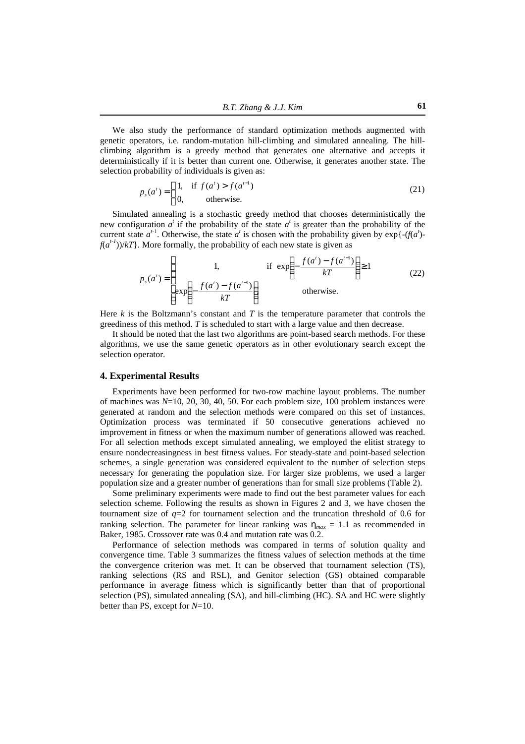We also study the performance of standard optimization methods augmented with genetic operators, i.e. random-mutation hill-climbing and simulated annealing. The hill-climbing algorithm is a greedy method that generates one alternative and accepts it deterministically if it is better than current one. Otherwise, it generates another state. The selection probability of individuals is given as:

$$p_s(a^t) = \begin{cases} 1, & \text{if } f(a^t) > f(a^{t-1}) \\ 0, & \text{otherwise.} \end{cases} \tag{21}$$

Simulated annealing is a stochastic greedy method that chooses deterministically the new configuration $a^t$ if the probability of the state $a^t$ is greater than the probability of the current state $a^{t-1}$. Otherwise, the state $a^t$ is chosen with the probability given by $\exp\{-(f(a^t)-f(a^{t-1}))/kT\}$. More formally, the probability of each new state is given as

$$p_s(a^t) = \begin{cases} 1, & \text{if } \exp\left(-\dfrac{f(a^t) - f(a^{t-1})}{kT}\right) \geq 1 \\ \exp\left(-\dfrac{f(a^t) - f(a^{t-1})}{kT}\right), & \text{otherwise.} \end{cases} \tag{22}$$

Here $k$ is the Boltzmann's constant and $T$ is the temperature parameter that controls the greediness of this method. $T$ is scheduled to start with a large value and then decrease.

It should be noted that the last two algorithms are point-based search methods. For these algorithms, we use the same genetic operators as in other evolutionary search except the selection operator.

## 4. Experimental Results

Experiments have been performed for two-row machine layout problems. The number of machines was $N$=10, 20, 30, 40, 50. For each problem size, 100 problem instances were generated at random and the selection methods were compared on this set of instances. Optimization process was terminated if 50 consecutive generations achieved no improvement in fitness or when the maximum number of generations allowed was reached. For all selection methods except simulated annealing, we employed the elitist strategy to ensure nondecreasingness in best fitness values. For steady-state and point-based selection schemes, a single generation was considered equivalent to the number of selection steps necessary for generating the population size. For larger size problems, we used a larger population size and a greater number of generations than for small size problems (Table 2).

Some preliminary experiments were made to find out the best parameter values for each selection scheme. Following the results as shown in Figures 2 and 3, we have chosen the tournament size of $q$=2 for tournament selection and the truncation threshold of 0.6 for ranking selection. The parameter for linear ranking was $\eta_{max}$ = 1.1 as recommended in Baker, 1985. Crossover rate was 0.4 and mutation rate was 0.2.

Performance of selection methods was compared in terms of solution quality and convergence time. Table 3 summarizes the fitness values of selection methods at the time the convergence criterion was met. It can be observed that tournament selection (TS), ranking selections (RS and RSL), and Genitor selection (GS) obtained comparable performance in average fitness which is significantly better than that of proportional selection (PS), simulated annealing (SA), and hill-climbing (HC). SA and HC were slightly better than PS, except for $N$=10.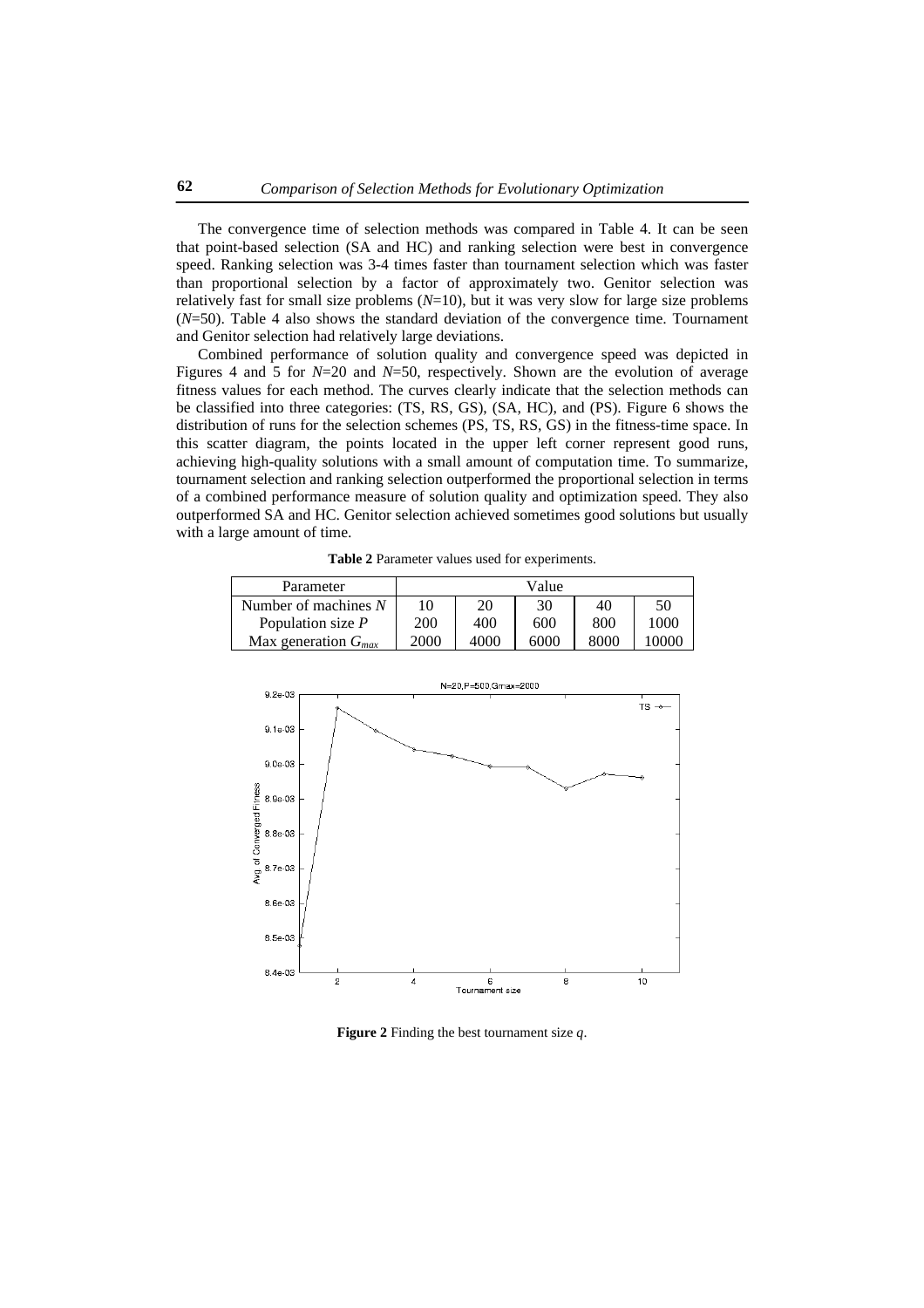The convergence time of selection methods was compared in Table 4. It can be seen that point-based selection (SA and HC) and ranking selection were best in convergence speed. Ranking selection was 3-4 times faster than tournament selection which was faster than proportional selection by a factor of approximately two. Genitor selection was relatively fast for small size problems ($N$=10), but it was very slow for large size problems ($N$=50). Table 4 also shows the standard deviation of the convergence time. Tournament and Genitor selection had relatively large deviations.

Combined performance of solution quality and convergence speed was depicted in Figures 4 and 5 for $N$=20 and $N$=50, respectively. Shown are the evolution of average fitness values for each method. The curves clearly indicate that the selection methods can be classified into three categories: (TS, RS, GS), (SA, HC), and (PS). Figure 6 shows the distribution of runs for the selection schemes (PS, TS, RS, GS) in the fitness-time space. In this scatter diagram, the points located in the upper left corner represent good runs, achieving high-quality solutions with a small amount of computation time. To summarize, tournament selection and ranking selection outperformed the proportional selection in terms of a combined performance measure of solution quality and optimization speed. They also outperformed SA and HC. Genitor selection achieved sometimes good solutions but usually with a large amount of time.

**Table 2** Parameter values used for experiments.

| Parameter | Value | | | | |
|---|---|---|---|---|---|
| Number of machines $N$ | 10 | 20 | 30 | 40 | 50 |
| Population size $P$ | 200 | 400 | 600 | 800 | 1000 |
| Max generation $G_{max}$ | 2000 | 4000 | 6000 | 8000 | 10000 |

**Figure 2** Finding the best tournament size $q$.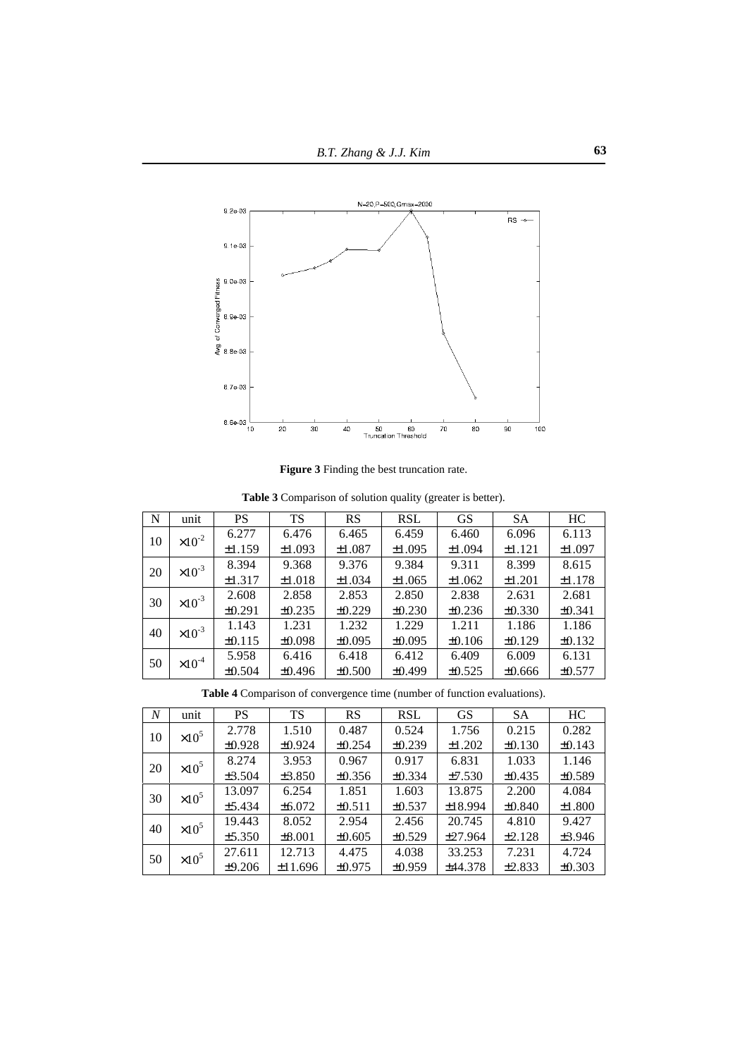**Figure 3** Finding the best truncation rate.

**Table 3** Comparison of solution quality (greater is better).

| N | unit | PS | TS | RS | RSL | GS | SA | HC |
|---|---|---|---|---|---|---|---|---|
| 10 | $\times 10^{-2}$ | 6.277 $\pm$1.159 | 6.476 $\pm$1.093 | 6.465 $\pm$1.087 | 6.459 $\pm$1.095 | 6.460 $\pm$1.094 | 6.096 $\pm$1.121 | 6.113 $\pm$1.097 |
| 20 | $\times 10^{-3}$ | 8.394 $\pm$1.317 | 9.368 $\pm$1.018 | 9.376 $\pm$1.034 | 9.384 $\pm$1.065 | 9.311 $\pm$1.062 | 8.399 $\pm$1.201 | 8.615 $\pm$1.178 |
| 30 | $\times 10^{-3}$ | 2.608 $\pm$0.291 | 2.858 $\pm$0.235 | 2.853 $\pm$0.229 | 2.850 $\pm$0.230 | 2.838 $\pm$0.236 | 2.631 $\pm$0.330 | 2.681 $\pm$0.341 |
| 40 | $\times 10^{-3}$ | 1.143 $\pm$0.115 | 1.231 $\pm$0.098 | 1.232 $\pm$0.095 | 1.229 $\pm$0.095 | 1.211 $\pm$0.106 | 1.186 $\pm$0.129 | 1.186 $\pm$0.132 |
| 50 | $\times 10^{-4}$ | 5.958 $\pm$0.504 | 6.416 $\pm$0.496 | 6.418 $\pm$0.500 | 6.412 $\pm$0.499 | 6.409 $\pm$0.525 | 6.009 $\pm$0.666 | 6.131 $\pm$0.577 |

**Table 4** Comparison of convergence time (number of function evaluations).

| $N$ | unit | PS | TS | RS | RSL | GS | SA | HC |
|---|---|---|---|---|---|---|---|---|
| 10 | $\times 10^{5}$ | 2.778 $\pm$0.928 | 1.510 $\pm$0.924 | 0.487 $\pm$0.254 | 0.524 $\pm$0.239 | 1.756 $\pm$1.202 | 0.215 $\pm$0.130 | 0.282 $\pm$0.143 |
| 20 | $\times 10^{5}$ | 8.274 $\pm$3.504 | 3.953 $\pm$3.850 | 0.967 $\pm$0.356 | 0.917 $\pm$0.334 | 6.831 $\pm$7.530 | 1.033 $\pm$0.435 | 1.146 $\pm$0.589 |
| 30 | $\times 10^{5}$ | 13.097 $\pm$5.434 | 6.254 $\pm$6.072 | 1.851 $\pm$0.511 | 1.603 $\pm$0.537 | 13.875 $\pm$18.994 | 2.200 $\pm$0.840 | 4.084 $\pm$1.800 |
| 40 | $\times 10^{5}$ | 19.443 $\pm$5.350 | 8.052 $\pm$8.001 | 2.954 $\pm$0.605 | 2.456 $\pm$0.529 | 20.745 $\pm$27.964 | 4.810 $\pm$2.128 | 9.427 $\pm$3.946 |
| 50 | $\times 10^{5}$ | 27.611 $\pm$9.206 | 12.713 $\pm$11.696 | 4.475 $\pm$0.975 | 4.038 $\pm$0.959 | 33.253 $\pm$44.378 | 7.231 $\pm$2.833 | 4.724 $\pm$0.303 |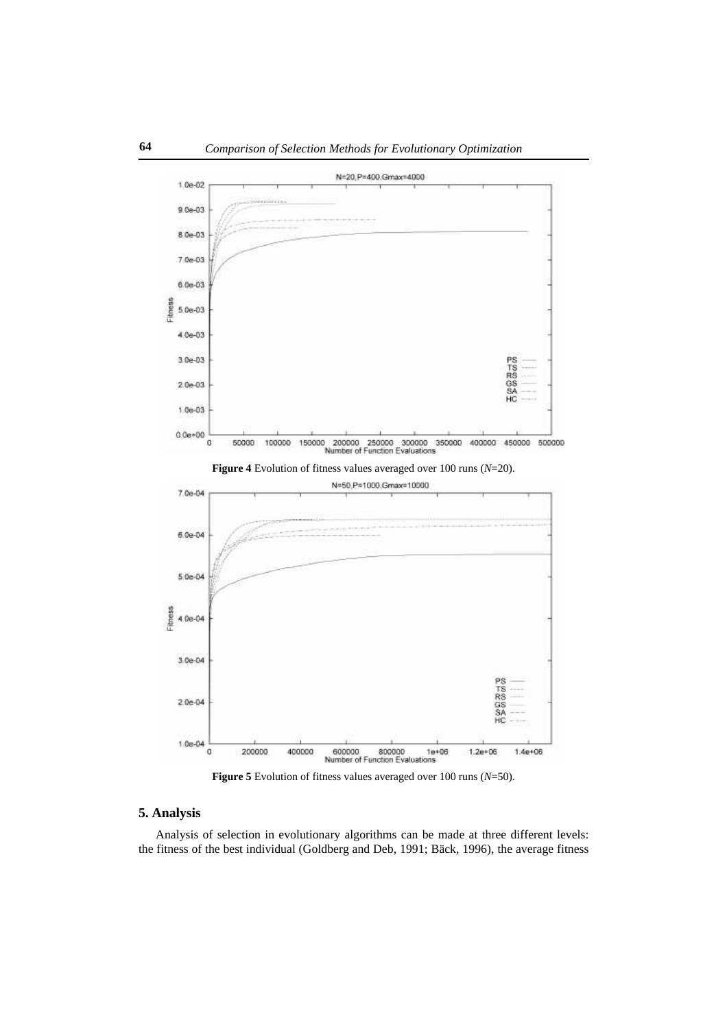**Figure 4** Evolution of fitness values averaged over 100 runs ($N$=20).

**Figure 5** Evolution of fitness values averaged over 100 runs ($N$=50).

## 5. Analysis

Analysis of selection in evolutionary algorithms can be made at three different levels: the fitness of the best individual (Goldberg and Deb, 1991; Bäck, 1996), the average fitness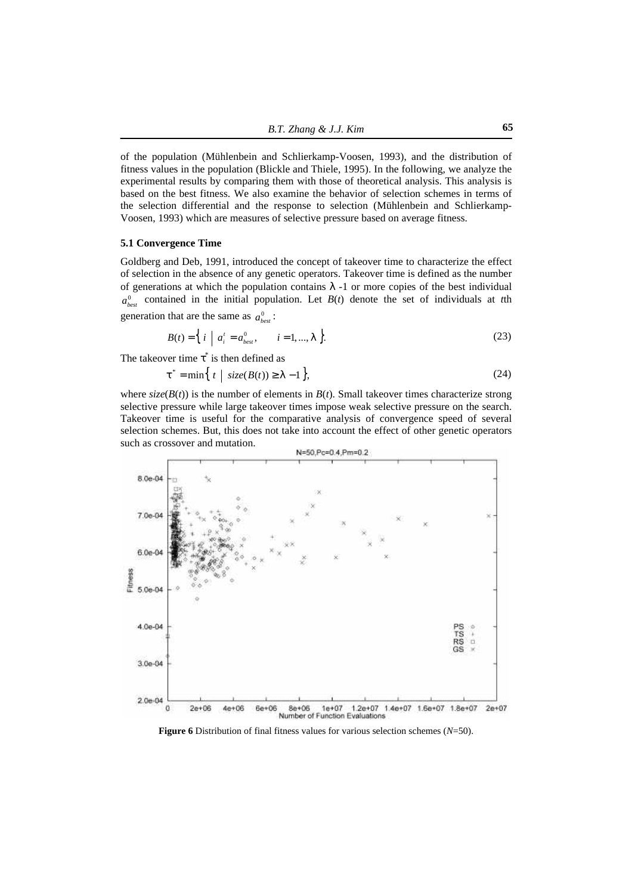of the population (Mühlenbein and Schlierkamp-Voosen, 1993), and the distribution of fitness values in the population (Blickle and Thiele, 1995). In the following, we analyze the experimental results by comparing them with those of theoretical analysis. This analysis is based on the best fitness. We also examine the behavior of selection schemes in terms of the selection differential and the response to selection (Mühlenbein and Schlierkamp-Voosen, 1993) which are measures of selective pressure based on average fitness.

### 5.1 Convergence Time

Goldberg and Deb, 1991, introduced the concept of takeover time to characterize the effect of selection in the absence of any genetic operators. Takeover time is defined as the number of generations at which the population contains $\lambda$ -1 or more copies of the best individual $a^0_{best}$ contained in the initial population. Let $B(t)$ denote the set of individuals at $t$th generation that are the same as $a^0_{best}$:

$$B(t) = \left\{ i \;\middle|\; a^t_i = a^0_{best}, \qquad i = 1, ..., \lambda \right\}. \tag{23}$$

The takeover time $\tau^*$ is then defined as

$$\tau^* = \min\left\{ t \;\middle|\; size(B(t)) \geq \lambda - 1 \right\}, \tag{24}$$

where $size(B(t))$ is the number of elements in $B(t)$. Small takeover times characterize strong selective pressure while large takeover times impose weak selective pressure on the search. Takeover time is useful for the comparative analysis of convergence speed of several selection schemes. But, this does not take into account the effect of other genetic operators such as crossover and mutation.

**Figure 6** Distribution of final fitness values for various selection schemes ($N$=50).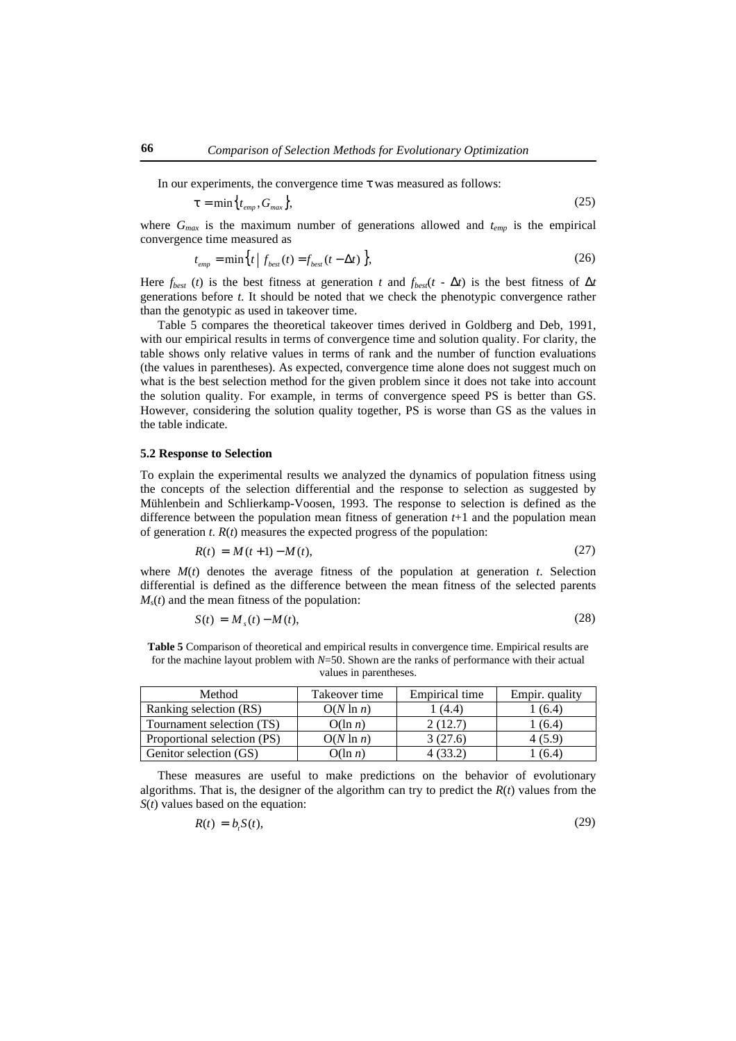In our experiments, the convergence time $\tau$ was measured as follows:

$$\tau = \min\{t_{emp}, G_{max}\}, \tag{25}$$

where $G_{max}$ is the maximum number of generations allowed and $t_{emp}$ is the empirical convergence time measured as

$$t_{emp} = \min\{t \mid f_{best}(t) = f_{best}(t - \Delta t)\}, \tag{26}$$

Here $f_{best}(t)$ is the best fitness at generation $t$ and $f_{best}(t - \Delta t)$ is the best fitness of $\Delta t$ generations before $t$. It should be noted that we check the phenotypic convergence rather than the genotypic as used in takeover time.

Table 5 compares the theoretical takeover times derived in Goldberg and Deb, 1991, with our empirical results in terms of convergence time and solution quality. For clarity, the table shows only relative values in terms of rank and the number of function evaluations (the values in parentheses). As expected, convergence time alone does not suggest much on what is the best selection method for the given problem since it does not take into account the solution quality. For example, in terms of convergence speed PS is better than GS. However, considering the solution quality together, PS is worse than GS as the values in the table indicate.

### 5.2 Response to Selection

To explain the experimental results we analyzed the dynamics of population fitness using the concepts of the selection differential and the response to selection as suggested by Mühlenbein and Schlierkamp-Voosen, 1993. The response to selection is defined as the difference between the population mean fitness of generation $t$+1 and the population mean of generation $t$. $R(t)$ measures the expected progress of the population:

$$R(t) = M(t+1) - M(t), \tag{27}$$

where $M(t)$ denotes the average fitness of the population at generation $t$. Selection differential is defined as the difference between the mean fitness of the selected parents $M_s(t)$ and the mean fitness of the population:

$$S(t) = M_s(t) - M(t), \tag{28}$$

**Table 5** Comparison of theoretical and empirical results in convergence time. Empirical results are for the machine layout problem with $N$=50. Shown are the ranks of performance with their actual values in parentheses.

| Method | Takeover time | Empirical time | Empir. quality |
|---|---|---|---|
| Ranking selection (RS) | $O(N \ln n)$ | 1 (4.4) | 1 (6.4) |
| Tournament selection (TS) | $O(\ln n)$ | 2 (12.7) | 1 (6.4) |
| Proportional selection (PS) | $O(N \ln n)$ | 3 (27.6) | 4 (5.9) |
| Genitor selection (GS) | $O(\ln n)$ | 4 (33.2) | 1 (6.4) |

These measures are useful to make predictions on the behavior of evolutionary algorithms. That is, the designer of the algorithm can try to predict the $R(t)$ values from the $S(t)$ values based on the equation:

$$R(t) = b_t S(t), \tag{29}$$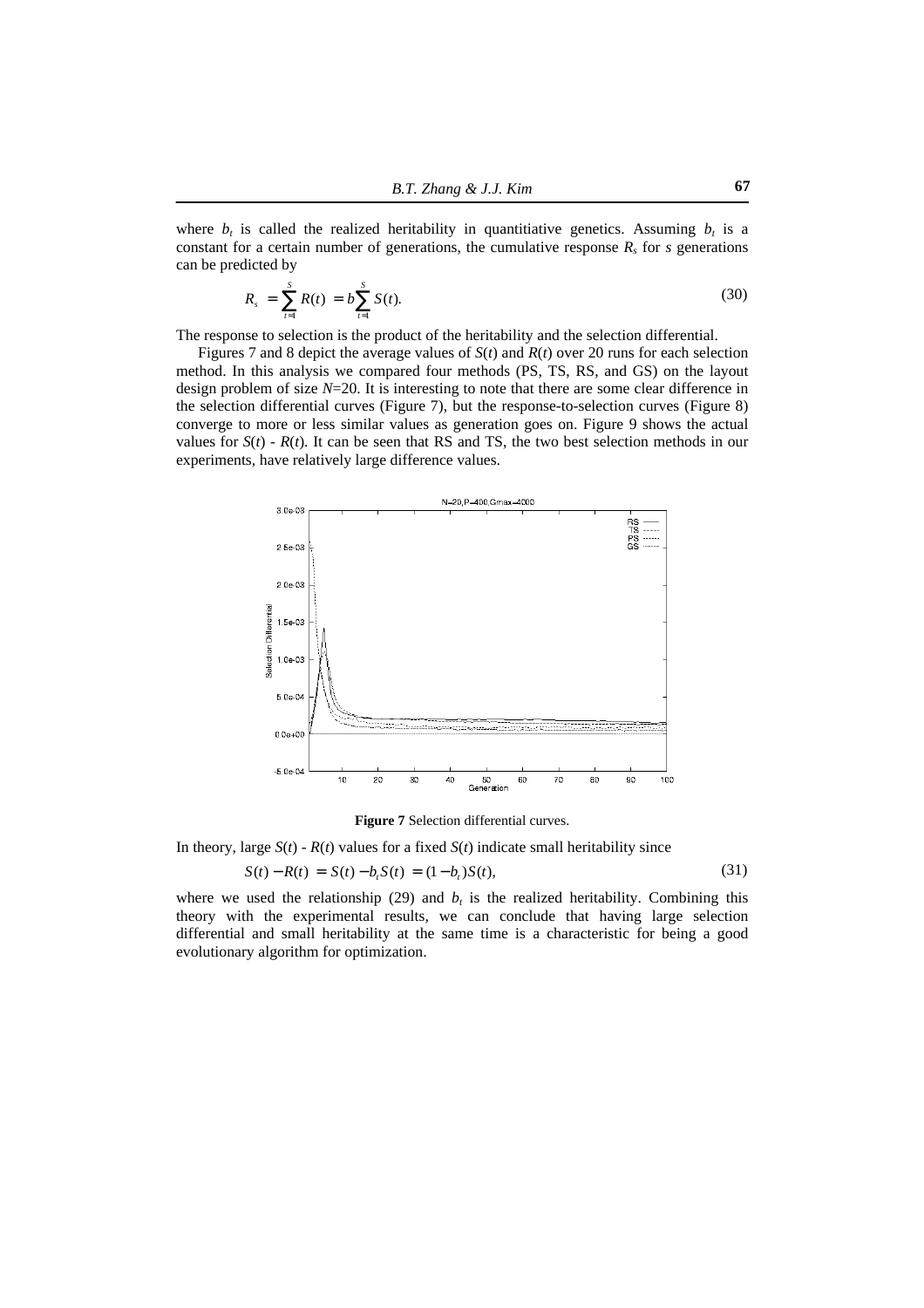where $b_t$ is called the realized heritability in quantitiative genetics. Assuming $b_t$ is a constant for a certain number of generations, the cumulative response $R_s$ for $s$ generations can be predicted by

$$R_s = \sum_{t=1}^{S} R(t) = b \sum_{t=1}^{S} S(t). \tag{30}$$

The response to selection is the product of the heritability and the selection differential.

Figures 7 and 8 depict the average values of $S(t)$ and $R(t)$ over 20 runs for each selection method. In this analysis we compared four methods (PS, TS, RS, and GS) on the layout design problem of size $N$=20. It is interesting to note that there are some clear difference in the selection differential curves (Figure 7), but the response-to-selection curves (Figure 8) converge to more or less similar values as generation goes on. Figure 9 shows the actual values for $S(t)$ - $R(t)$. It can be seen that RS and TS, the two best selection methods in our experiments, have relatively large difference values.

**Figure 7** Selection differential curves.

In theory, large $S(t)$ - $R(t)$ values for a fixed $S(t)$ indicate small heritability since

$$S(t) - R(t) = S(t) - b_t S(t) = (1 - b_t) S(t), \tag{31}$$

where we used the relationship (29) and $b_t$ is the realized heritability. Combining this theory with the experimental results, we can conclude that having large selection differential and small heritability at the same time is a characteristic for being a good evolutionary algorithm for optimization.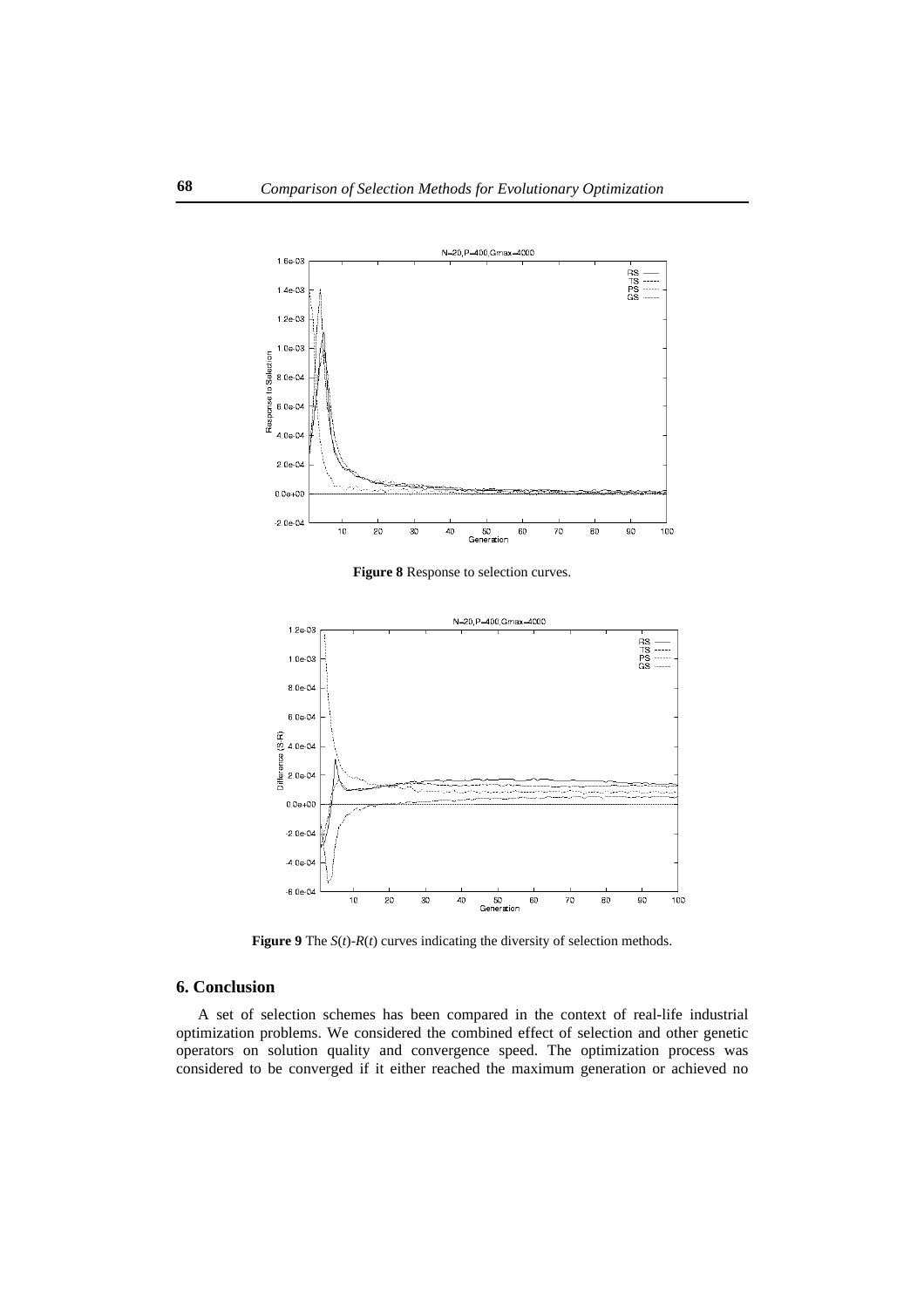**Figure 8** Response to selection curves.

**Figure 9** The $S(t)$-$R(t)$ curves indicating the diversity of selection methods.

## 6. Conclusion

A set of selection schemes has been compared in the context of real-life industrial optimization problems. We considered the combined effect of selection and other genetic operators on solution quality and convergence speed. The optimization process was considered to be converged if it either reached the maximum generation or achieved no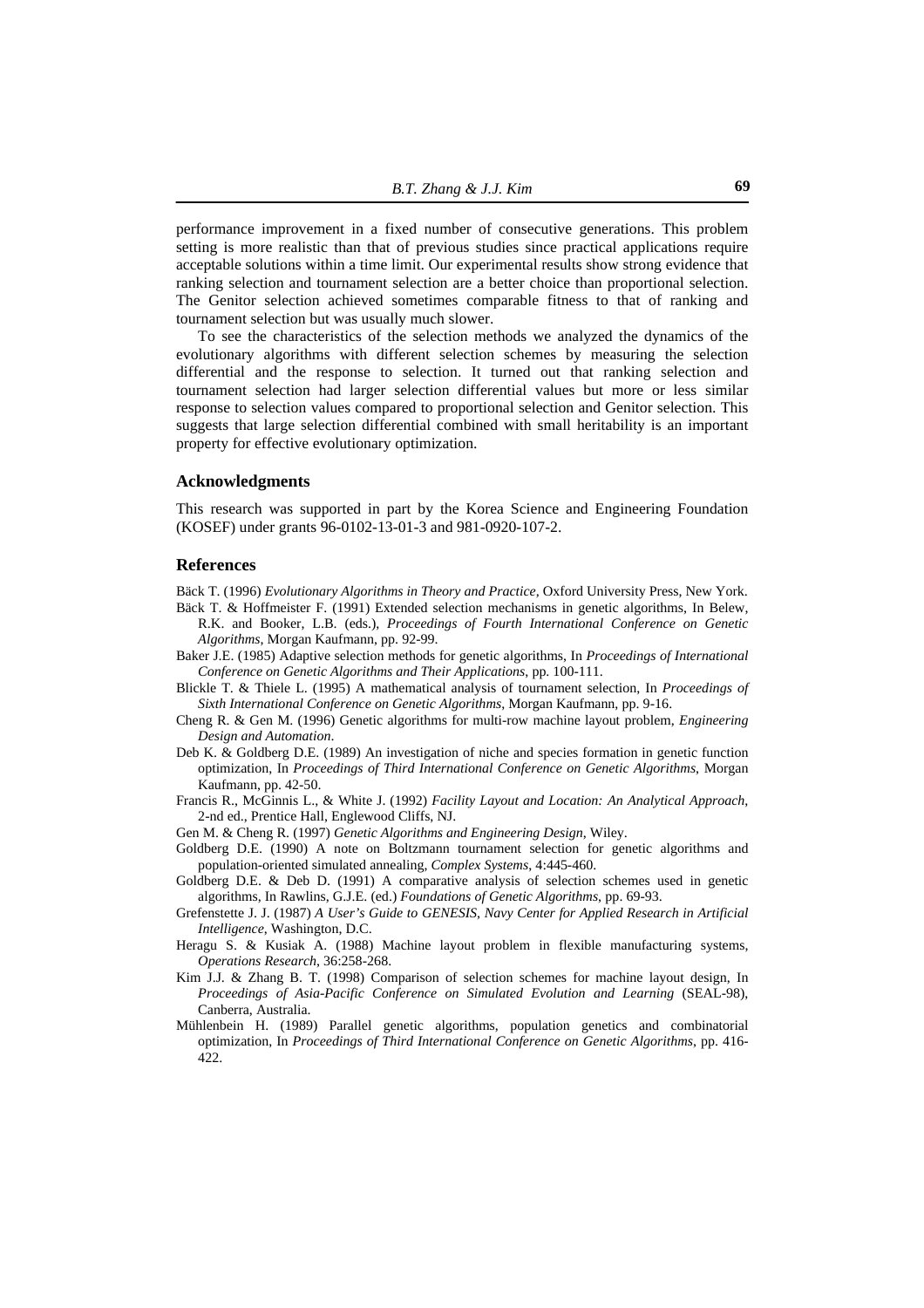performance improvement in a fixed number of consecutive generations. This problem setting is more realistic than that of previous studies since practical applications require acceptable solutions within a time limit. Our experimental results show strong evidence that ranking selection and tournament selection are a better choice than proportional selection. The Genitor selection achieved sometimes comparable fitness to that of ranking and tournament selection but was usually much slower.

To see the characteristics of the selection methods we analyzed the dynamics of the evolutionary algorithms with different selection schemes by measuring the selection differential and the response to selection. It turned out that ranking selection and tournament selection had larger selection differential values but more or less similar response to selection values compared to proportional selection and Genitor selection. This suggests that large selection differential combined with small heritability is an important property for effective evolutionary optimization.

## Acknowledgments

This research was supported in part by the Korea Science and Engineering Foundation (KOSEF) under grants 96-0102-13-01-3 and 981-0920-107-2.

## References

Bäck T. (1996) *Evolutionary Algorithms in Theory and Practice*, Oxford University Press, New York.

Bäck T. & Hoffmeister F. (1991) Extended selection mechanisms in genetic algorithms, In Belew, R.K. and Booker, L.B. (eds.), *Proceedings of Fourth International Conference on Genetic Algorithms*, Morgan Kaufmann, pp. 92-99.

Baker J.E. (1985) Adaptive selection methods for genetic algorithms, In *Proceedings of International Conference on Genetic Algorithms and Their Applications*, pp. 100-111.

Blickle T. & Thiele L. (1995) A mathematical analysis of tournament selection, In *Proceedings of Sixth International Conference on Genetic Algorithms*, Morgan Kaufmann, pp. 9-16.

Cheng R. & Gen M. (1996) Genetic algorithms for multi-row machine layout problem, *Engineering Design and Automation*.

Deb K. & Goldberg D.E. (1989) An investigation of niche and species formation in genetic function optimization, In *Proceedings of Third International Conference on Genetic Algorithms*, Morgan Kaufmann, pp. 42-50.

Francis R., McGinnis L., & White J. (1992) *Facility Layout and Location: An Analytical Approach*, 2-nd ed., Prentice Hall, Englewood Cliffs, NJ.

Gen M. & Cheng R. (1997) *Genetic Algorithms and Engineering Design*, Wiley.

Goldberg D.E. (1990) A note on Boltzmann tournament selection for genetic algorithms and population-oriented simulated annealing, *Complex Systems*, 4:445-460.

Goldberg D.E. & Deb D. (1991) A comparative analysis of selection schemes used in genetic algorithms, In Rawlins, G.J.E. (ed.) *Foundations of Genetic Algorithms*, pp. 69-93.

Grefenstette J. J. (1987) *A User's Guide to GENESIS, Navy Center for Applied Research in Artificial Intelligence*, Washington, D.C.

Heragu S. & Kusiak A. (1988) Machine layout problem in flexible manufacturing systems, *Operations Research*, 36:258-268.

Kim J.J. & Zhang B. T. (1998) Comparison of selection schemes for machine layout design, In *Proceedings of Asia-Pacific Conference on Simulated Evolution and Learning* (SEAL-98), Canberra, Australia.

Mühlenbein H. (1989) Parallel genetic algorithms, population genetics and combinatorial optimization, In *Proceedings of Third International Conference on Genetic Algorithms*, pp. 416-422.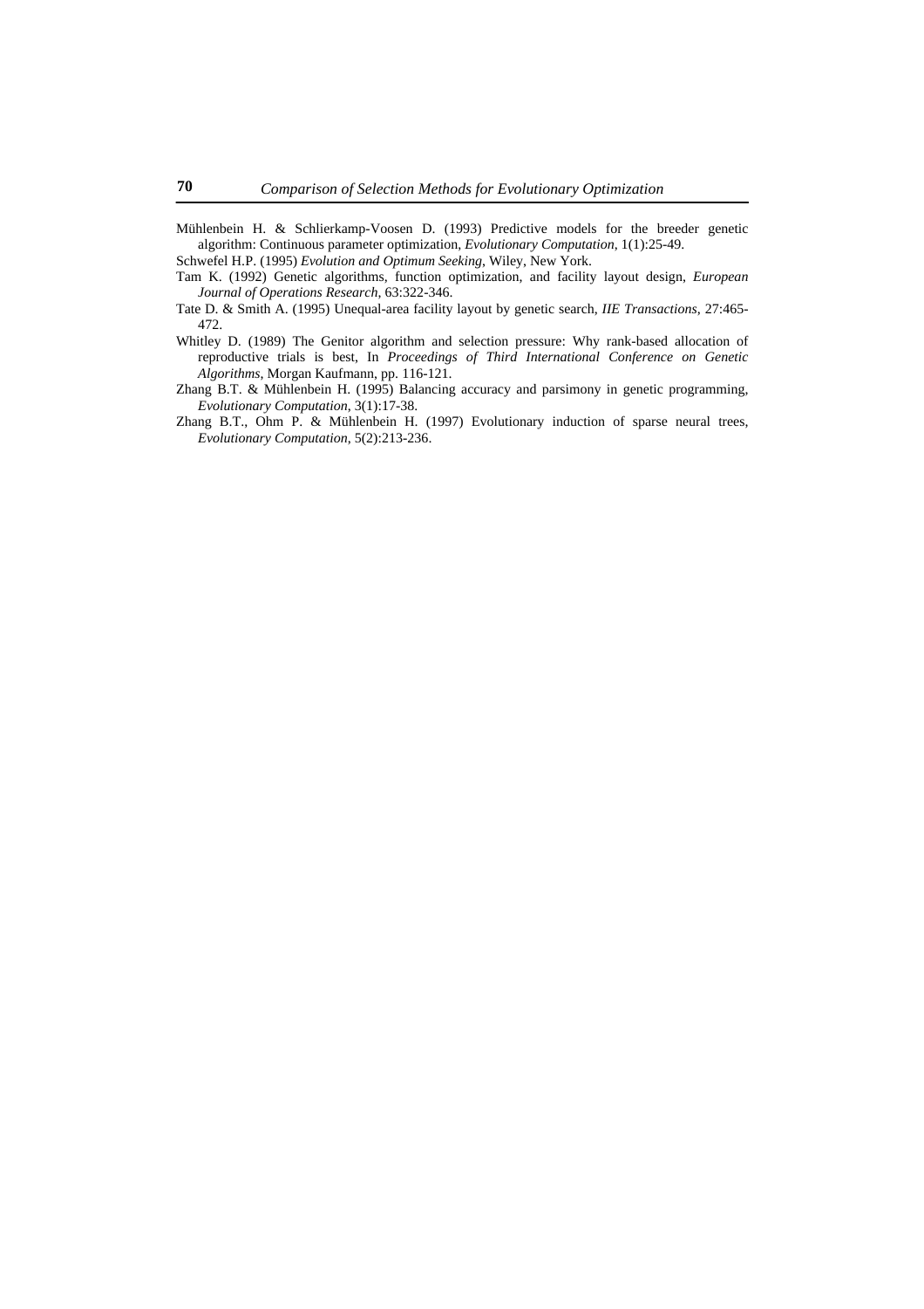Mühlenbein H. & Schlierkamp-Voosen D. (1993) Predictive models for the breeder genetic algorithm: Continuous parameter optimization, *Evolutionary Computation*, 1(1):25-49.

Schwefel H.P. (1995) *Evolution and Optimum Seeking*, Wiley, New York.

Tam K. (1992) Genetic algorithms, function optimization, and facility layout design, *European Journal of Operations Research*, 63:322-346.

Tate D. & Smith A. (1995) Unequal-area facility layout by genetic search, *IIE Transactions*, 27:465-472.

Whitley D. (1989) The Genitor algorithm and selection pressure: Why rank-based allocation of reproductive trials is best, In *Proceedings of Third International Conference on Genetic Algorithms*, Morgan Kaufmann, pp. 116-121.

Zhang B.T. & Mühlenbein H. (1995) Balancing accuracy and parsimony in genetic programming, *Evolutionary Computation*, 3(1):17-38.

Zhang B.T., Ohm P. & Mühlenbein H. (1997) Evolutionary induction of sparse neural trees, *Evolutionary Computation*, 5(2):213-236.